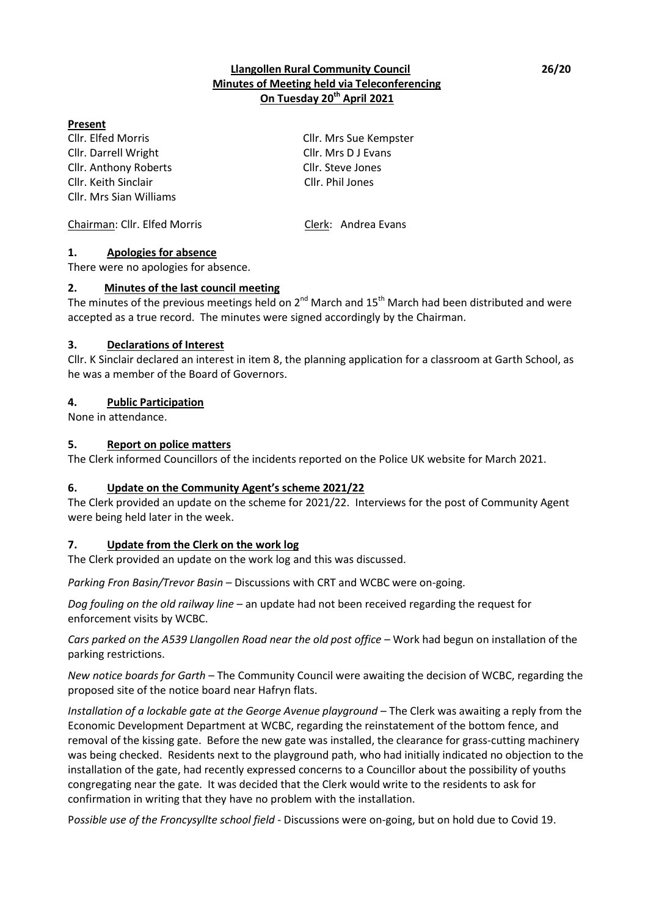**Llangollen Rural Community Council**
**Minutes of Meeting held via Teleconferencing**
**On Tuesday 20th April 2021**

26/20

**Present**

Cllr. Elfed Morris
Cllr. Darrell Wright
Cllr. Anthony Roberts
Cllr. Keith Sinclair
Cllr. Mrs Sian Williams
Cllr. Mrs Sue Kempster
Cllr. Mrs D J Evans
Cllr. Steve Jones
Cllr. Phil Jones

Chairman: Cllr. Elfed Morris
Clerk: Andrea Evans

## 1. Apologies for absence

There were no apologies for absence.

## 2. Minutes of the last council meeting

The minutes of the previous meetings held on 2nd March and 15th March had been distributed and were accepted as a true record. The minutes were signed accordingly by the Chairman.

## 3. Declarations of Interest

Cllr. K Sinclair declared an interest in item 8, the planning application for a classroom at Garth School, as he was a member of the Board of Governors.

## 4. Public Participation

None in attendance.

## 5. Report on police matters

The Clerk informed Councillors of the incidents reported on the Police UK website for March 2021.

## 6. Update on the Community Agent's scheme 2021/22

The Clerk provided an update on the scheme for 2021/22. Interviews for the post of Community Agent were being held later in the week.

## 7. Update from the Clerk on the work log

The Clerk provided an update on the work log and this was discussed.

*Parking Fron Basin/Trevor Basin* – Discussions with CRT and WCBC were on-going.

*Dog fouling on the old railway line* – an update had not been received regarding the request for enforcement visits by WCBC.

*Cars parked on the A539 Llangollen Road near the old post office* – Work had begun on installation of the parking restrictions.

*New notice boards for Garth* – The Community Council were awaiting the decision of WCBC, regarding the proposed site of the notice board near Hafryn flats.

*Installation of a lockable gate at the George Avenue playground* – The Clerk was awaiting a reply from the Economic Development Department at WCBC, regarding the reinstatement of the bottom fence, and removal of the kissing gate. Before the new gate was installed, the clearance for grass-cutting machinery was being checked. Residents next to the playground path, who had initially indicated no objection to the installation of the gate, had recently expressed concerns to a Councillor about the possibility of youths congregating near the gate. It was decided that the Clerk would write to the residents to ask for confirmation in writing that they have no problem with the installation.

P*ossible use of the Froncysyllte school field* - Discussions were on-going, but on hold due to Covid 19.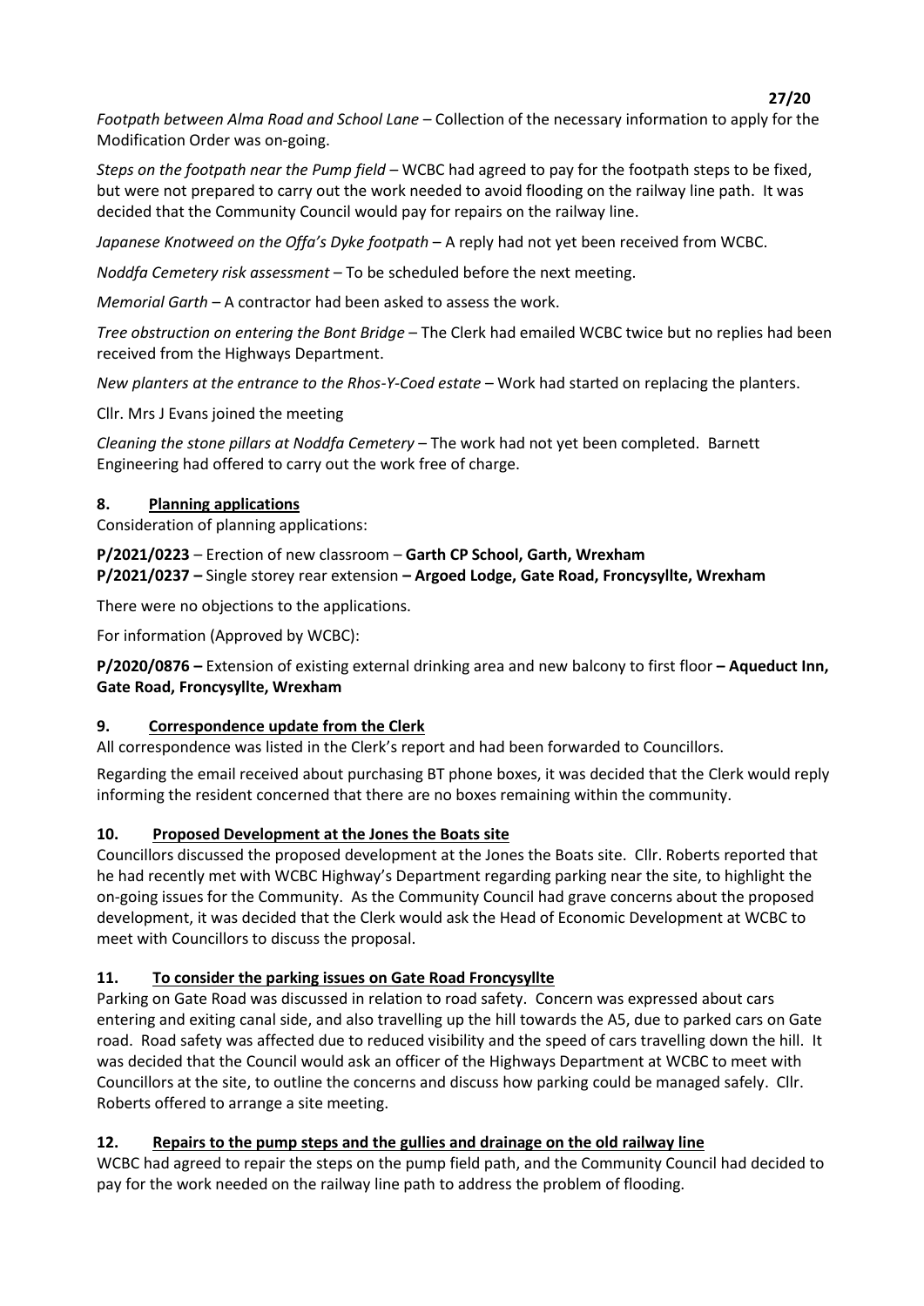*Footpath between Alma Road and School Lane* – Collection of the necessary information to apply for the Modification Order was on-going.

*Steps on the footpath near the Pump field* – WCBC had agreed to pay for the footpath steps to be fixed, but were not prepared to carry out the work needed to avoid flooding on the railway line path. It was decided that the Community Council would pay for repairs on the railway line.

*Japanese Knotweed on the Offa's Dyke footpath* – A reply had not yet been received from WCBC.

*Noddfa Cemetery risk assessment* – To be scheduled before the next meeting.

*Memorial Garth* – A contractor had been asked to assess the work.

*Tree obstruction on entering the Bont Bridge* – The Clerk had emailed WCBC twice but no replies had been received from the Highways Department.

*New planters at the entrance to the Rhos-Y-Coed estate* – Work had started on replacing the planters.

Cllr. Mrs J Evans joined the meeting

*Cleaning the stone pillars at Noddfa Cemetery* – The work had not yet been completed. Barnett Engineering had offered to carry out the work free of charge.

## 8. Planning applications

Consideration of planning applications:

**P/2021/0223** – Erection of new classroom – **Garth CP School, Garth, Wrexham**
**P/2021/0237 –** Single storey rear extension **– Argoed Lodge, Gate Road, Froncysyllte, Wrexham**

There were no objections to the applications.

For information (Approved by WCBC):

**P/2020/0876 –** Extension of existing external drinking area and new balcony to first floor **– Aqueduct Inn, Gate Road, Froncysyllte, Wrexham**

## 9. Correspondence update from the Clerk

All correspondence was listed in the Clerk's report and had been forwarded to Councillors.

Regarding the email received about purchasing BT phone boxes, it was decided that the Clerk would reply informing the resident concerned that there are no boxes remaining within the community.

## 10. Proposed Development at the Jones the Boats site

Councillors discussed the proposed development at the Jones the Boats site. Cllr. Roberts reported that he had recently met with WCBC Highway's Department regarding parking near the site, to highlight the on-going issues for the Community. As the Community Council had grave concerns about the proposed development, it was decided that the Clerk would ask the Head of Economic Development at WCBC to meet with Councillors to discuss the proposal.

## 11. To consider the parking issues on Gate Road Froncysyllte

Parking on Gate Road was discussed in relation to road safety. Concern was expressed about cars entering and exiting canal side, and also travelling up the hill towards the A5, due to parked cars on Gate road. Road safety was affected due to reduced visibility and the speed of cars travelling down the hill. It was decided that the Council would ask an officer of the Highways Department at WCBC to meet with Councillors at the site, to outline the concerns and discuss how parking could be managed safely. Cllr. Roberts offered to arrange a site meeting.

## 12. Repairs to the pump steps and the gullies and drainage on the old railway line

WCBC had agreed to repair the steps on the pump field path, and the Community Council had decided to pay for the work needed on the railway line path to address the problem of flooding.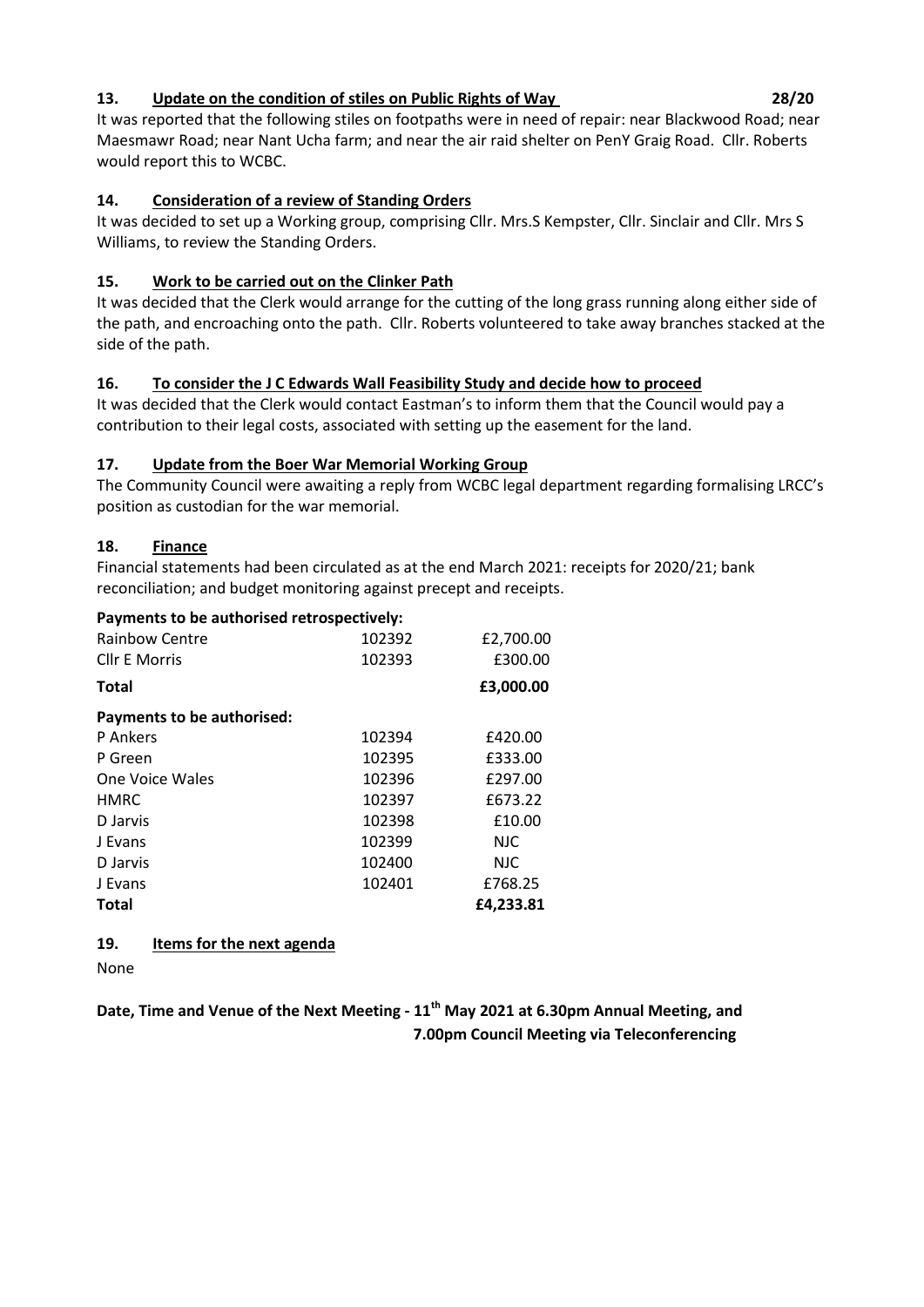**13. Update on the condition of stiles on Public Rights of Way** **28/20**

It was reported that the following stiles on footpaths were in need of repair: near Blackwood Road; near Maesmawr Road; near Nant Ucha farm; and near the air raid shelter on PenY Graig Road. Cllr. Roberts would report this to WCBC.

**14. Consideration of a review of Standing Orders**

It was decided to set up a Working group, comprising Cllr. Mrs.S Kempster, Cllr. Sinclair and Cllr. Mrs S Williams, to review the Standing Orders.

**15. Work to be carried out on the Clinker Path**

It was decided that the Clerk would arrange for the cutting of the long grass running along either side of the path, and encroaching onto the path. Cllr. Roberts volunteered to take away branches stacked at the side of the path.

**16. To consider the J C Edwards Wall Feasibility Study and decide how to proceed**

It was decided that the Clerk would contact Eastman's to inform them that the Council would pay a contribution to their legal costs, associated with setting up the easement for the land.

**17. Update from the Boer War Memorial Working Group**

The Community Council were awaiting a reply from WCBC legal department regarding formalising LRCC's position as custodian for the war memorial.

**18. Finance**

Financial statements had been circulated as at the end March 2021: receipts for 2020/21; bank reconciliation; and budget monitoring against precept and receipts.

| | | |
|---|---|---|
| **Payments to be authorised retrospectively:** | | |
| Rainbow Centre | 102392 | £2,700.00 |
| Cllr E Morris | 102393 | £300.00 |
| **Total** | | **£3,000.00** |
| **Payments to be authorised:** | | |
| P Ankers | 102394 | £420.00 |
| P Green | 102395 | £333.00 |
| One Voice Wales | 102396 | £297.00 |
| HMRC | 102397 | £673.22 |
| D Jarvis | 102398 | £10.00 |
| J Evans | 102399 | NJC |
| D Jarvis | 102400 | NJC |
| J Evans | 102401 | £768.25 |
| **Total** | | **£4,233.81** |

**19. Items for the next agenda**

None

**Date, Time and Venue of the Next Meeting - 11th May 2021 at 6.30pm Annual Meeting, and 7.00pm Council Meeting via Teleconferencing**